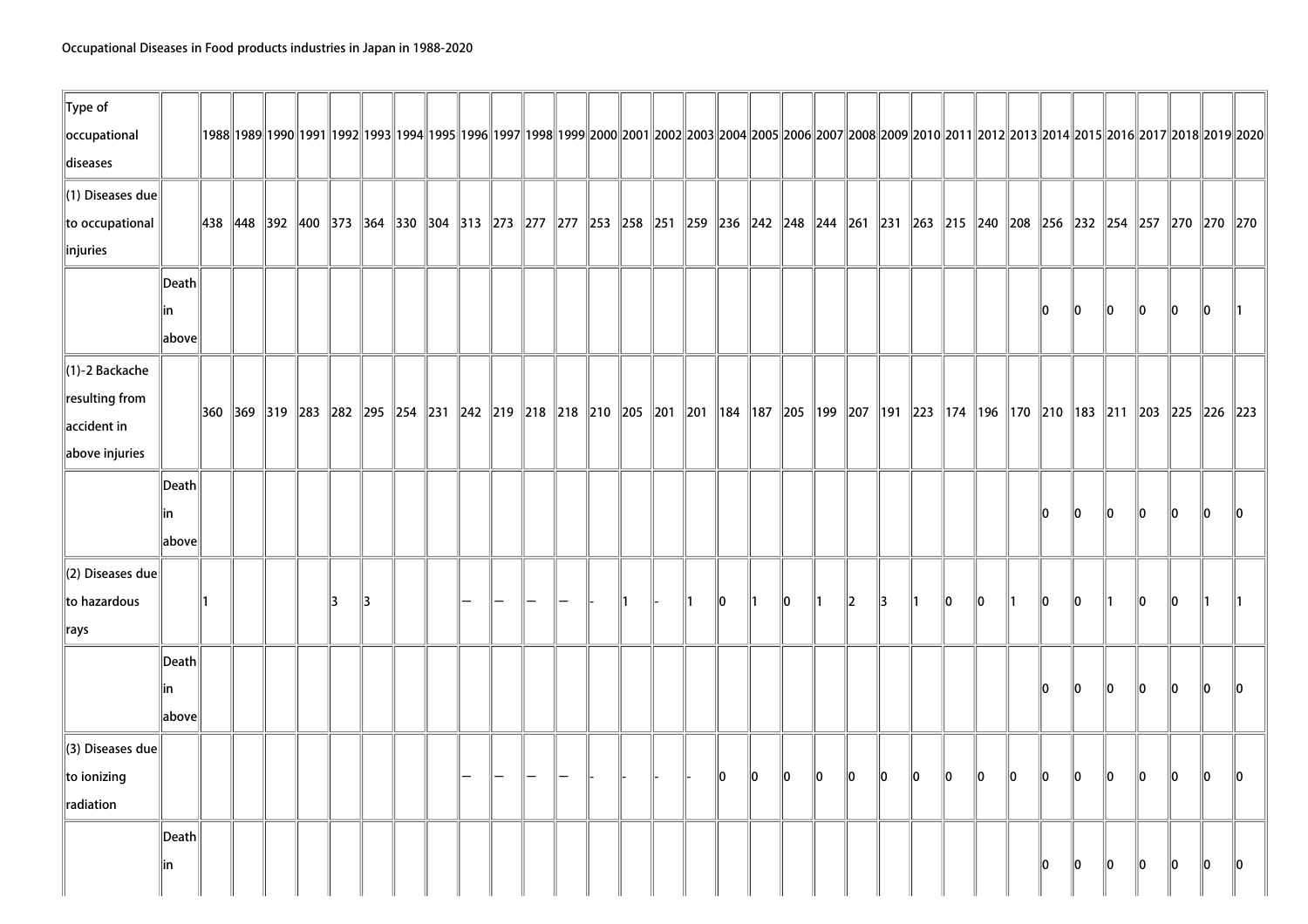Occupational Diseases in Food products industries in Japan in 1988-2020

| Type of occupational diseases | | 1988 | 1989 | 1990 | 1991 | 1992 | 1993 | 1994 | 1995 | 1996 | 1997 | 1998 | 1999 | 2000 | 2001 | 2002 | 2003 | 2004 | 2005 | 2006 | 2007 | 2008 | 2009 | 2010 | 2011 | 2012 | 2013 | 2014 | 2015 | 2016 | 2017 | 2018 | 2019 | 2020 |
|---|---|---|---|---|---|---|---|---|---|---|---|---|---|---|---|---|---|---|---|---|---|---|---|---|---|---|---|---|---|---|---|---|---|---|
| (1) Diseases due to occupational injuries | | 438 | 448 | 392 | 400 | 373 | 364 | 330 | 304 | 313 | 273 | 277 | 277 | 253 | 258 | 251 | 259 | 236 | 242 | 248 | 244 | 261 | 231 | 263 | 215 | 240 | 208 | 256 | 232 | 254 | 257 | 270 | 270 | 270 |
| | Death in above | | | | | | | | | | | | | | | | | | | | | | | | | | | 0 | 0 | 0 | 0 | 0 | 0 | 1 |
| (1)-2 Backache resulting from accident in above injuries | | 360 | 369 | 319 | 283 | 282 | 295 | 254 | 231 | 242 | 219 | 218 | 218 | 210 | 205 | 201 | 201 | 184 | 187 | 205 | 199 | 207 | 191 | 223 | 174 | 196 | 170 | 210 | 183 | 211 | 203 | 225 | 226 | 223 |
| | Death in above | | | | | | | | | | | | | | | | | | | | | | | | | | | 0 | 0 | 0 | 0 | 0 | 0 | 0 |
| (2) Diseases due to hazardous rays | | 1 | | | | 3 | 3 | | | — | — | — | — | - | 1 | - | 1 | 0 | 1 | 0 | 1 | 2 | 3 | 1 | 0 | 0 | 1 | 0 | 0 | 1 | 0 | 0 | 1 | 1 |
| | Death in above | | | | | | | | | | | | | | | | | | | | | | | | | | | 0 | 0 | 0 | 0 | 0 | 0 | 0 |
| (3) Diseases due to ionizing radiation | | | | | | | | | | — | — | — | — | - | - | - | - | 0 | 0 | 0 | 0 | 0 | 0 | 0 | 0 | 0 | 0 | 0 | 0 | 0 | 0 | 0 | 0 | 0 |
| | Death in | | | | | | | | | | | | | | | | | | | | | | | | | | | 0 | 0 | 0 | 0 | 0 | 0 | 0 |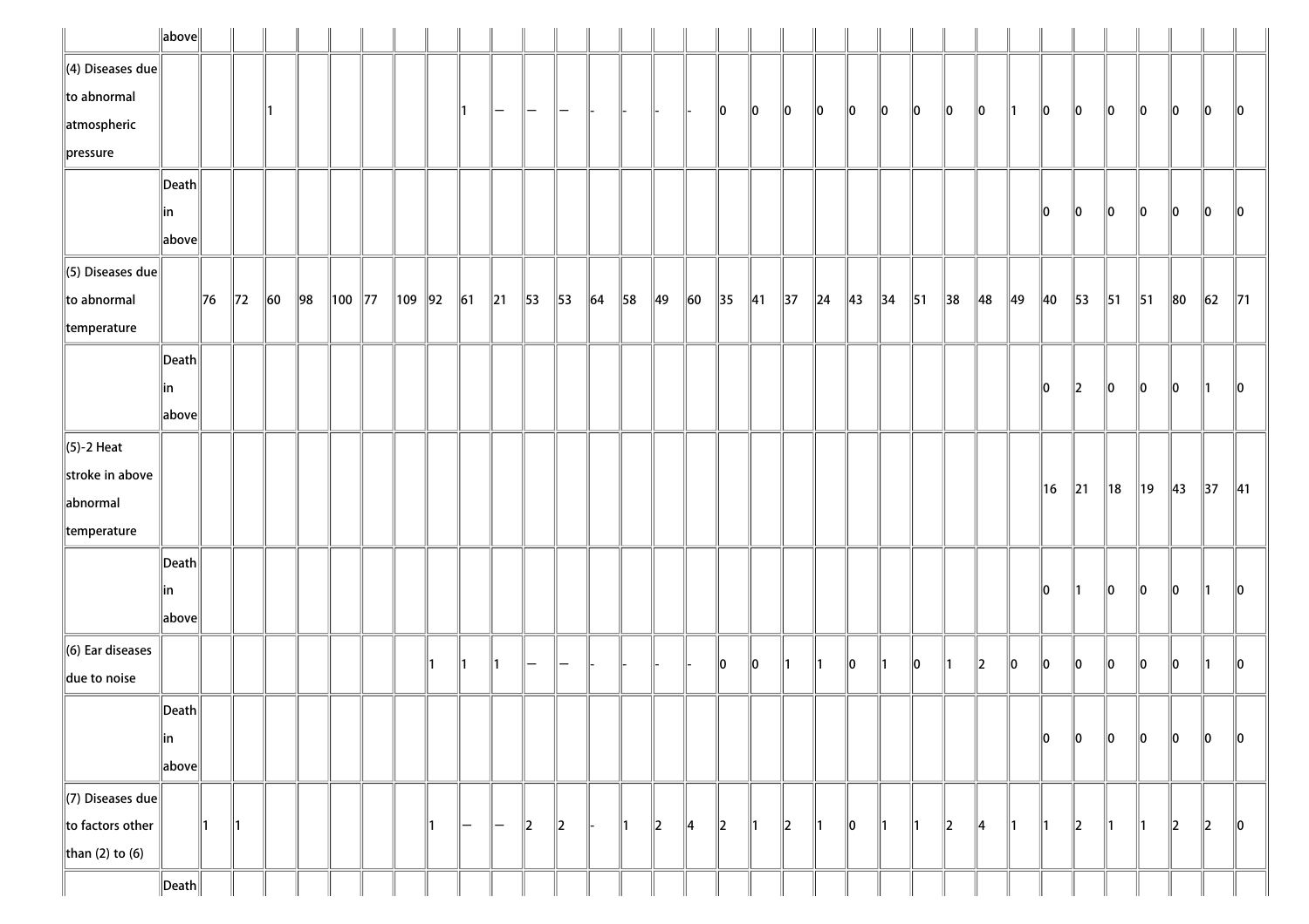| | above | | | | | | | | | | | | | | | | | | | | | | | | | | | | | | | | |
|---|---|---|---|---|---|---|---|---|---|---|---|---|---|---|---|---|---|---|---|---|---|---|---|---|---|---|---|---|---|---|---|---|---|
| (4) Diseases due to abnormal atmospheric pressure | | | | 1 | | | | | | 1 | — | — | — | - | - | - | - | 0 | 0 | 0 | 0 | 0 | 0 | 0 | 0 | 0 | 1 | 0 | 0 | 0 | 0 | 0 | 0 | 0 |
| | Death in above | | | | | | | | | | | | | | | | | | | | | | | | | | | 0 | 0 | 0 | 0 | 0 | 0 | 0 |
| (5) Diseases due to abnormal temperature | | 76 | 72 | 60 | 98 | 100 | 77 | 109 | 92 | 61 | 21 | 53 | 53 | 64 | 58 | 49 | 60 | 35 | 41 | 37 | 24 | 43 | 34 | 51 | 38 | 48 | 49 | 40 | 53 | 51 | 51 | 80 | 62 | 71 |
| | Death in above | | | | | | | | | | | | | | | | | | | | | | | | | | | 0 | 2 | 0 | 0 | 0 | 1 | 0 |
| (5)-2 Heat stroke in above abnormal temperature | | | | | | | | | | | | | | | | | | | | | | | | | | | | 16 | 21 | 18 | 19 | 43 | 37 | 41 |
| | Death in above | | | | | | | | | | | | | | | | | | | | | | | | | | | 0 | 1 | 0 | 0 | 0 | 1 | 0 |
| (6) Ear diseases due to noise | | | | | | | | | 1 | 1 | 1 | — | — | - | - | - | - | 0 | 0 | 1 | 1 | 0 | 1 | 0 | 1 | 2 | 0 | 0 | 0 | 0 | 0 | 0 | 1 | 0 |
| | Death in above | | | | | | | | | | | | | | | | | | | | | | | | | | | 0 | 0 | 0 | 0 | 0 | 0 | 0 |
| (7) Diseases due to factors other than (2) to (6) | | 1 | 1 | | | | | | 1 | — | — | 2 | 2 | - | 1 | 2 | 4 | 2 | 1 | 2 | 1 | 0 | 1 | 1 | 2 | 4 | 1 | 1 | 2 | 1 | 1 | 2 | 2 | 0 |
| | Death | | | | | | | | | | | | | | | | | | | | | | | | | | | | | | | | | |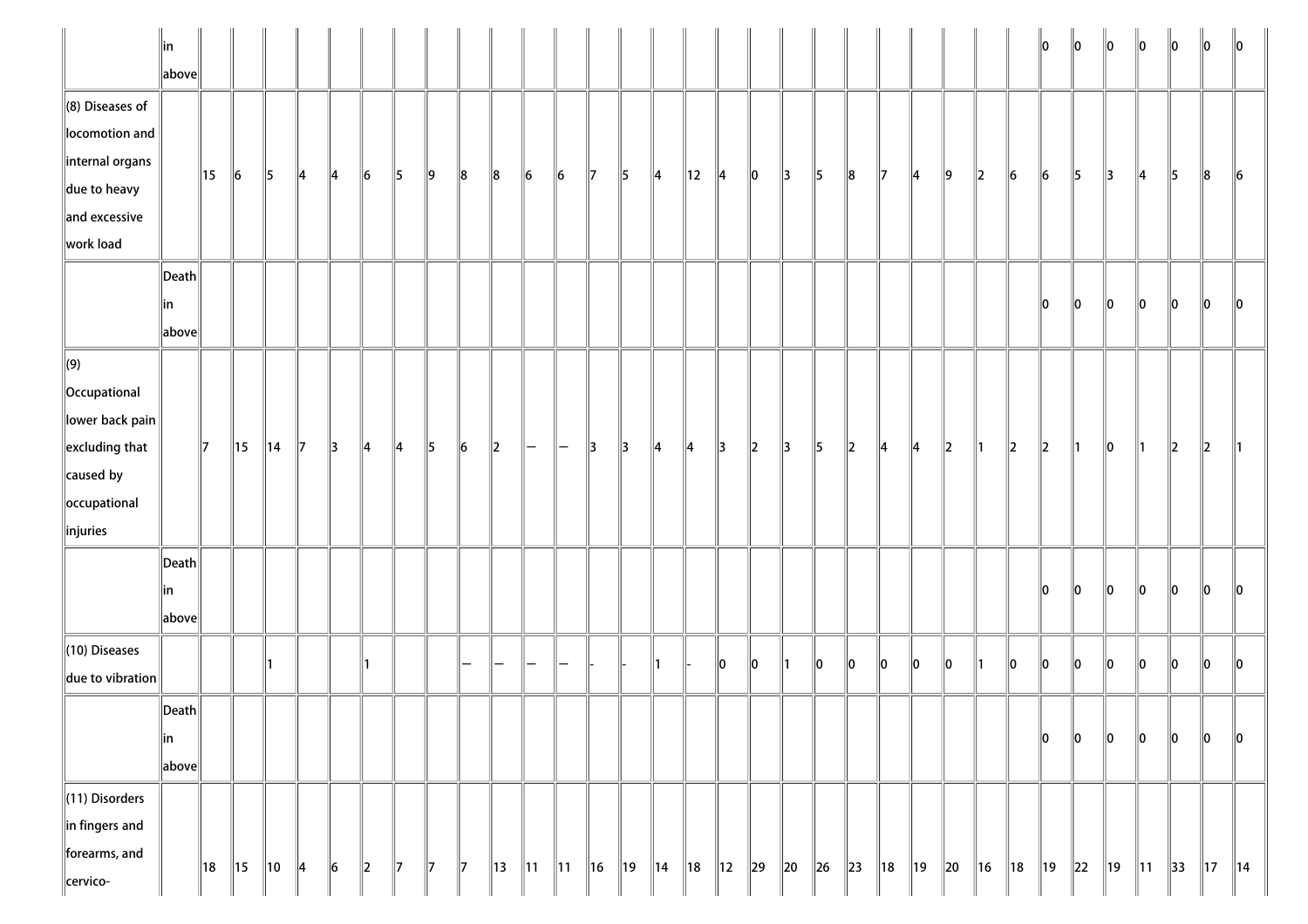| | in above | | | | | | | | | | | | | | | | | | | | | | | | | | | 0 | 0 | 0 | 0 | 0 | 0 | 0 |
|---|---|---|---|---|---|---|---|---|---|---|---|---|---|---|---|---|---|---|---|---|---|---|---|---|---|---|---|---|---|---|---|---|---|---|
| (8) Diseases of locomotion and internal organs due to heavy and excessive work load | | 15 | 6 | 5 | 4 | 4 | 6 | 5 | 9 | 8 | 8 | 6 | 6 | 7 | 5 | 4 | 12 | 4 | 0 | 3 | 5 | 8 | 7 | 4 | 9 | 2 | 6 | 6 | 5 | 3 | 4 | 5 | 8 | 6 |
| | Death in above | | | | | | | | | | | | | | | | | | | | | | | | | | | 0 | 0 | 0 | 0 | 0 | 0 | 0 |
| (9) Occupational lower back pain excluding that caused by occupational injuries | | 7 | 15 | 14 | 7 | 3 | 4 | 4 | 5 | 6 | 2 | — | — | 3 | 3 | 4 | 4 | 3 | 2 | 3 | 5 | 2 | 4 | 4 | 2 | 1 | 2 | 2 | 1 | 0 | 1 | 2 | 2 | 1 |
| | Death in above | | | | | | | | | | | | | | | | | | | | | | | | | | | 0 | 0 | 0 | 0 | 0 | 0 | 0 |
| (10) Diseases due to vibration | | | | 1 | | | 1 | | | — | — | — | — | - | - | 1 | - | 0 | 0 | 1 | 0 | 0 | 0 | 0 | 0 | 1 | 0 | 0 | 0 | 0 | 0 | 0 | 0 | 0 |
| | Death in above | | | | | | | | | | | | | | | | | | | | | | | | | | | 0 | 0 | 0 | 0 | 0 | 0 | 0 |
| (11) Disorders in fingers and forearms, and cervico- | | 18 | 15 | 10 | 4 | 6 | 2 | 7 | 7 | 7 | 13 | 11 | 11 | 16 | 19 | 14 | 18 | 12 | 29 | 20 | 26 | 23 | 18 | 19 | 20 | 16 | 18 | 19 | 22 | 19 | 11 | 33 | 17 | 14 |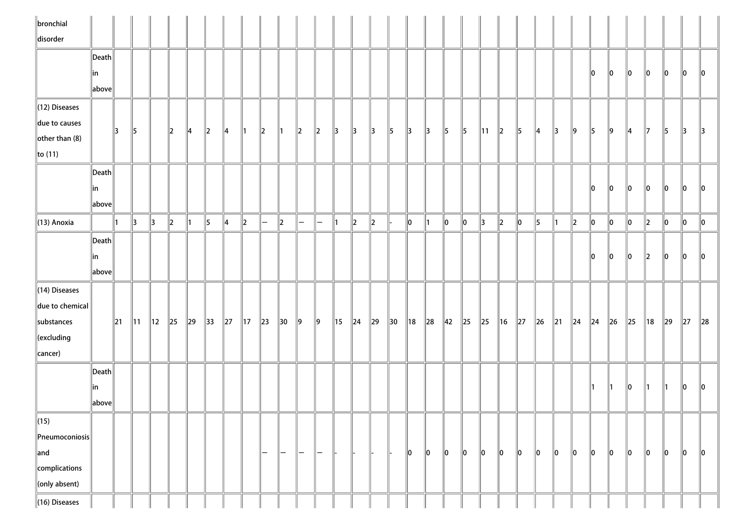| | | | | | | | | | | | | | | | | | | | | | | | | | | | | | | | | | | |
|---|---|---|---|---|---|---|---|---|---|---|---|---|---|---|---|---|---|---|---|---|---|---|---|---|---|---|---|---|---|---|---|---|---|---|
| bronchial disorder | | | | | | | | | | | | | | | | | | | | | | | | | | | | | | | | | | |
| | Death in above | | | | | | | | | | | | | | | | | | | | | | | | | | 0 | 0 | 0 | 0 | 0 | 0 | 0 |
| (12) Diseases due to causes other than (8) to (11) | | 3 | 5 | | 2 | 4 | 2 | 4 | 1 | 2 | 1 | 2 | 2 | 3 | 3 | 3 | 5 | 3 | 3 | 5 | 5 | 11 | 2 | 5 | 4 | 3 | 9 | 5 | 9 | 4 | 7 | 5 | 3 | 3 |
| | Death in above | | | | | | | | | | | | | | | | | | | | | | | | | | 0 | 0 | 0 | 0 | 0 | 0 | 0 |
| (13) Anoxia | | 1 | 3 | 3 | 2 | 1 | 5 | 4 | 2 | — | 2 | — | — | 1 | 2 | 2 | - | 0 | 1 | 0 | 0 | 3 | 2 | 0 | 5 | 1 | 2 | 0 | 0 | 0 | 2 | 0 | 0 | 0 |
| | Death in above | | | | | | | | | | | | | | | | | | | | | | | | | | 0 | 0 | 0 | 2 | 0 | 0 | 0 |
| (14) Diseases due to chemical substances (excluding cancer) | | 21 | 11 | 12 | 25 | 29 | 33 | 27 | 17 | 23 | 30 | 9 | 9 | 15 | 24 | 29 | 30 | 18 | 28 | 42 | 25 | 25 | 16 | 27 | 26 | 21 | 24 | 24 | 26 | 25 | 18 | 29 | 27 | 28 |
| | Death in above | | | | | | | | | | | | | | | | | | | | | | | | | | 1 | 1 | 0 | 1 | 1 | 0 | 0 |
| (15) Pneumoconiosis and complications (only absent) | | | | | | | | | | — | — | — | — | - | - | - | - | 0 | 0 | 0 | 0 | 0 | 0 | 0 | 0 | 0 | 0 | 0 | 0 | 0 | 0 | 0 | 0 | 0 |
| (16) Diseases | | | | | | | | | | | | | | | | | | | | | | | | | | | | | | | | | | |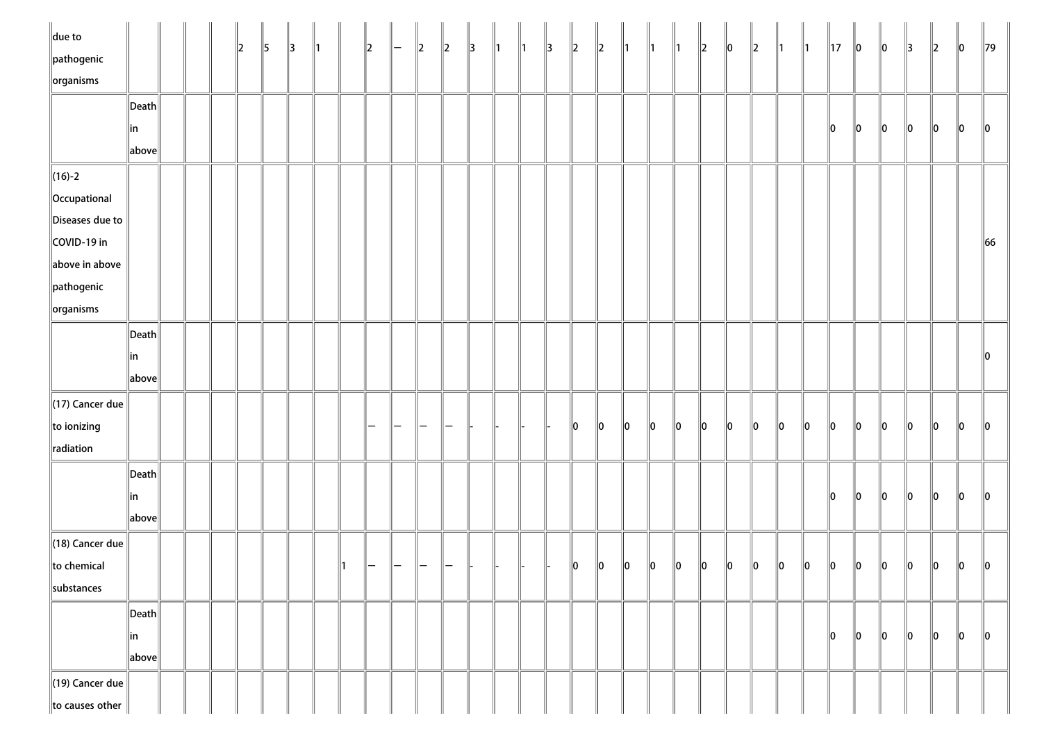| | | | | | | | | | | | | | | | | | | | | | | | | | | | | | | | | | | |
|---|---|---|---|---|---|---|---|---|---|---|---|---|---|---|---|---|---|---|---|---|---|---|---|---|---|---|---|---|---|---|---|---|---|---|
| due to pathogenic organisms | | | | | 2 | 5 | 3 | 1 | | 2 | — | 2 | 2 | 3 | 1 | 1 | 3 | 2 | 2 | 1 | 1 | 1 | 2 | 0 | 2 | 1 | 1 | 17 | 0 | 0 | 3 | 2 | 0 | 79 |
| | Death in above | | | | | | | | | | | | | | | | | | | | | | | | | | | 0 | 0 | 0 | 0 | 0 | 0 | 0 |
| (16)-2 Occupational Diseases due to COVID-19 in above in above pathogenic organisms | | | | | | | | | | | | | | | | | | | | | | | | | | | | | | | | | | 66 |
| | Death in above | | | | | | | | | | | | | | | | | | | | | | | | | | | | | | | | | 0 |
| (17) Cancer due to ionizing radiation | | | | | | | | | | — | — | — | — | - | - | - | - | 0 | 0 | 0 | 0 | 0 | 0 | 0 | 0 | 0 | 0 | 0 | 0 | 0 | 0 | 0 | 0 | 0 |
| | Death in above | | | | | | | | | | | | | | | | | | | | | | | | | | | 0 | 0 | 0 | 0 | 0 | 0 | 0 |
| (18) Cancer due to chemical substances | | | | | | | | | 1 | — | — | — | — | - | - | - | - | 0 | 0 | 0 | 0 | 0 | 0 | 0 | 0 | 0 | 0 | 0 | 0 | 0 | 0 | 0 | 0 | 0 |
| | Death in above | | | | | | | | | | | | | | | | | | | | | | | | | | | 0 | 0 | 0 | 0 | 0 | 0 | 0 |
| (19) Cancer due to causes other | | | | | | | | | | | | | | | | | | | | | | | | | | | | | | | | | | |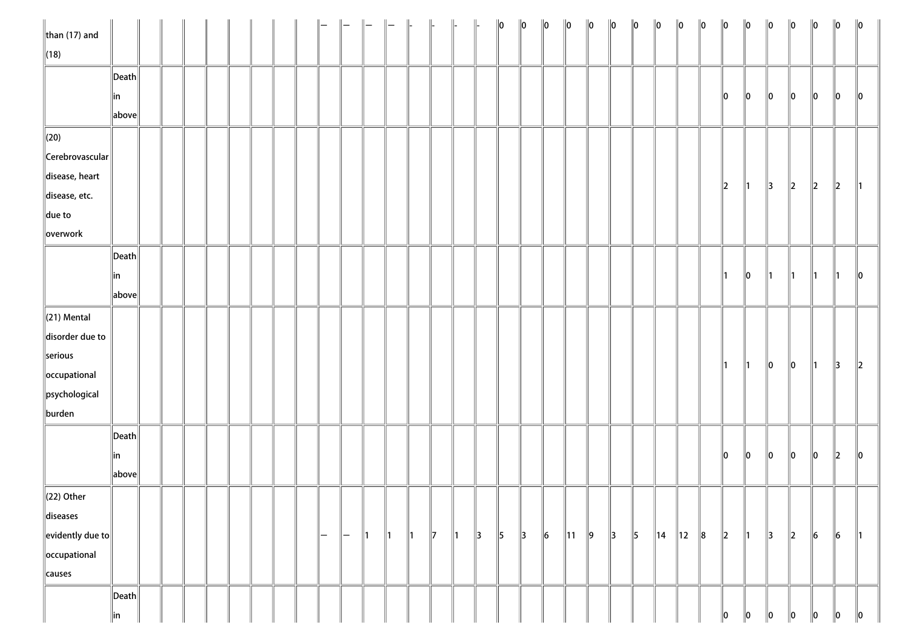| | | | | | | | | | | | | | | | | | | | | | | | | | | | | | | | | | | |
|---|---|---|---|---|---|---|---|---|---|---|---|---|---|---|---|---|---|---|---|---|---|---|---|---|---|---|---|---|---|---|---|---|---|---|
| than (17) and (18) | | | | | | | | | | — | — | — | — | - | - | - | - | 0 | 0 | 0 | 0 | 0 | 0 | 0 | 0 | 0 | 0 | 0 | 0 | 0 | 0 | 0 | 0 | 0 |
| | Death in above | | | | | | | | | | | | | | | | | | | | | | | | | | | 0 | 0 | 0 | 0 | 0 | 0 | 0 |
| (20) Cerebrovascular disease, heart disease, etc. due to overwork | | | | | | | | | | | | | | | | | | | | | | | | | | | | 2 | 1 | 3 | 2 | 2 | 2 | 1 |
| | Death in above | | | | | | | | | | | | | | | | | | | | | | | | | | | 1 | 0 | 1 | 1 | 1 | 1 | 0 |
| (21) Mental disorder due to serious occupational psychological burden | | | | | | | | | | | | | | | | | | | | | | | | | | | | 1 | 1 | 0 | 0 | 1 | 3 | 2 |
| | Death in above | | | | | | | | | | | | | | | | | | | | | | | | | | | 0 | 0 | 0 | 0 | 0 | 2 | 0 |
| (22) Other diseases evidently due to occupational causes | | | | | | | | | | — | — | 1 | 1 | 1 | 7 | 1 | 3 | 5 | 3 | 6 | 11 | 9 | 3 | 5 | 14 | 12 | 8 | 2 | 1 | 3 | 2 | 6 | 6 | 1 |
| | Death in | | | | | | | | | | | | | | | | | | | | | | | | | | | 0 | 0 | 0 | 0 | 0 | 0 | 0 |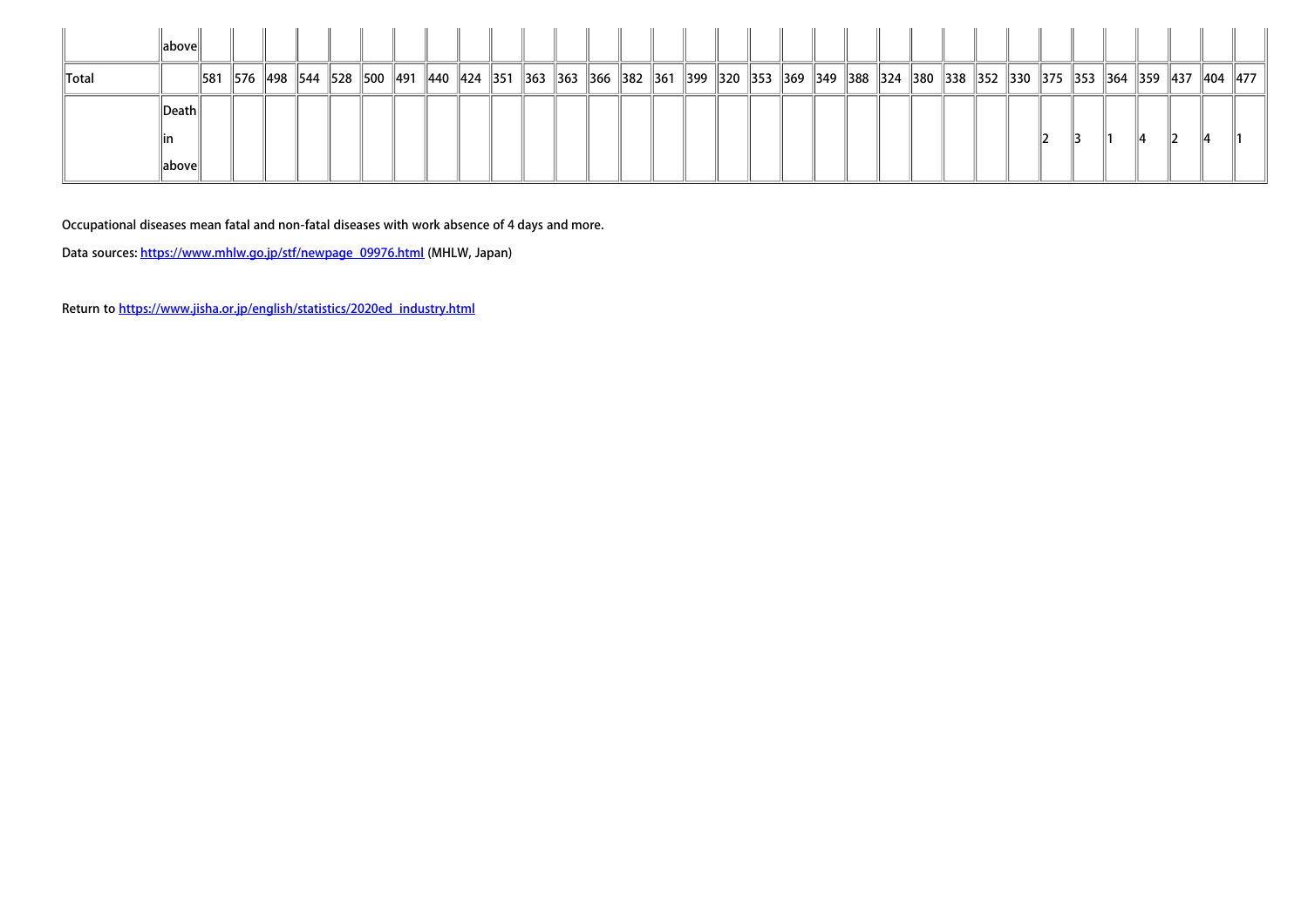| | | | | | | | | | | | | | | | | | | | | | | | | | | | | | | | | | | |
|---|---|---|---|---|---|---|---|---|---|---|---|---|---|---|---|---|---|---|---|---|---|---|---|---|---|---|---|---|---|---|---|---|---|---|
| | above | | | | | | | | | | | | | | | | | | | | | | | | | | | | | | | | | |
| Total | | 581 | 576 | 498 | 544 | 528 | 500 | 491 | 440 | 424 | 351 | 363 | 363 | 366 | 382 | 361 | 399 | 320 | 353 | 369 | 349 | 388 | 324 | 380 | 338 | 352 | 330 | 375 | 353 | 364 | 359 | 437 | 404 | 477 |
| | Death in above | | | | | | | | | | | | | | | | | | | | | | | | | | | 2 | 3 | 1 | 4 | 2 | 4 | 1 |

Occupational diseases mean fatal and non-fatal diseases with work absence of 4 days and more.

Data sources: https://www.mhlw.go.jp/stf/newpage_09976.html (MHLW, Japan)

Return to https://www.jisha.or.jp/english/statistics/2020ed_industry.html